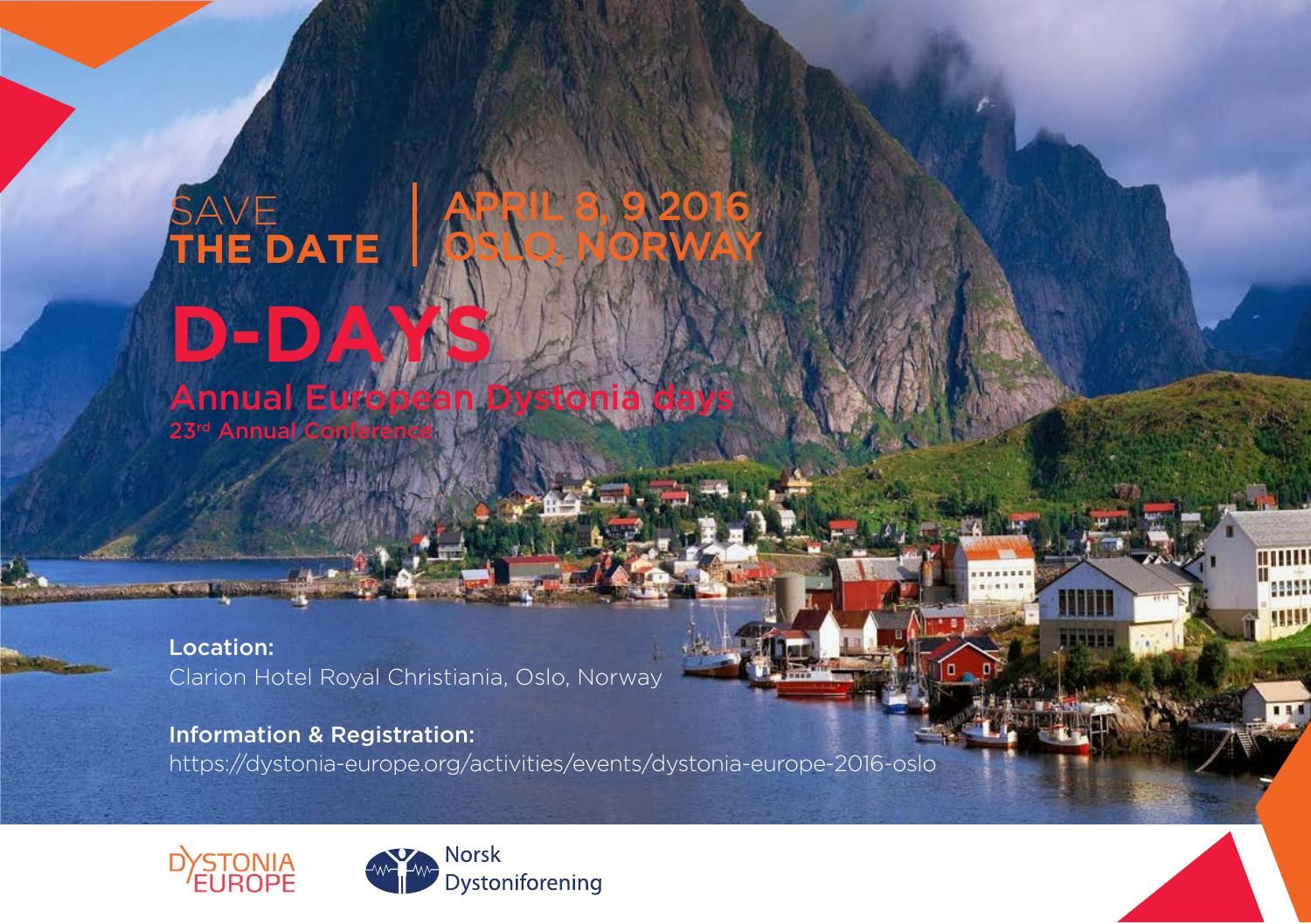SAVE
**THE DATE**

**APRIL 8, 9 2016**
**OSLO, NORWAY**

# D-DAYS

## Annual European Dystonia days

23rd Annual Conference

**Location:**
Clarion Hotel Royal Christiania, Oslo, Norway

**Information & Registration:**
https://dystonia-europe.org/activities/events/dystonia-europe-2016-oslo

DYSTONIA EUROPE

Norsk Dystoniforening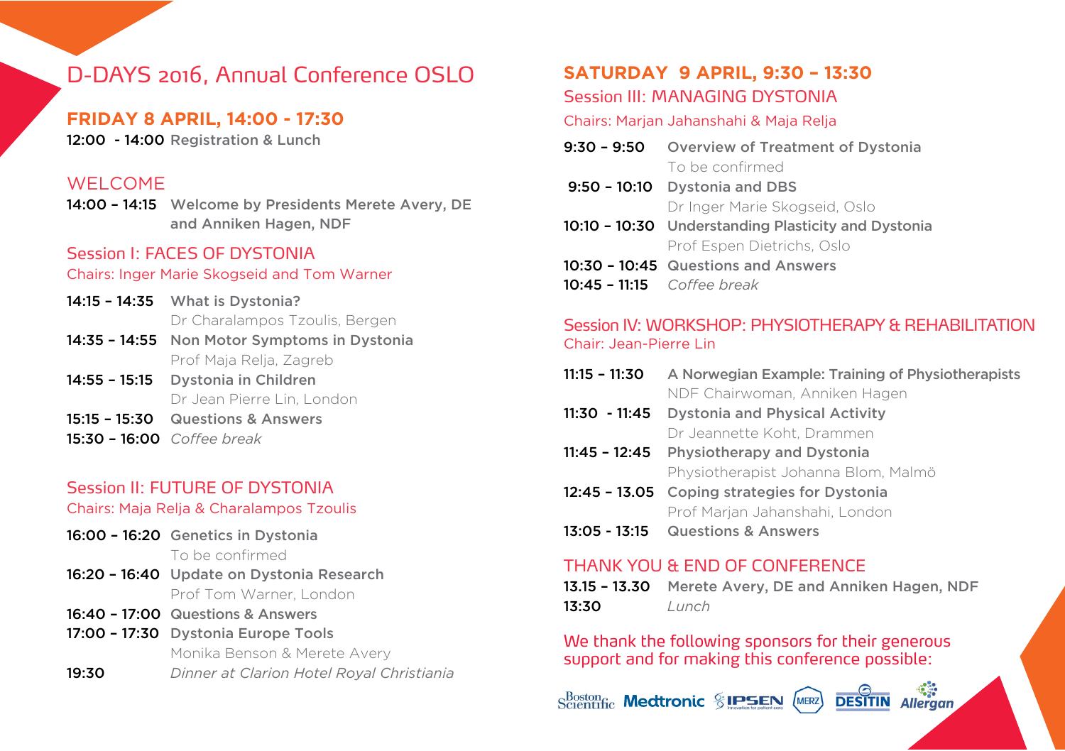# D-DAYS 2016, Annual Conference OSLO

## FRIDAY 8 APRIL, 14:00 - 17:30

**12:00 - 14:00** Registration & Lunch

### WELCOME

**14:00 – 14:15** Welcome by Presidents Merete Avery, DE and Anniken Hagen, NDF

### Session I: FACES OF DYSTONIA

Chairs: Inger Marie Skogseid and Tom Warner

**14:15 – 14:35** What is Dystonia?
Dr Charalampos Tzoulis, Bergen

**14:35 – 14:55** Non Motor Symptoms in Dystonia
Prof Maja Relja, Zagreb

**14:55 – 15:15** Dystonia in Children
Dr Jean Pierre Lin, London

**15:15 – 15:30** Questions & Answers

**15:30 – 16:00** *Coffee break*

### Session II: FUTURE OF DYSTONIA

Chairs: Maja Relja & Charalampos Tzoulis

**16:00 – 16:20** Genetics in Dystonia
To be confirmed

**16:20 – 16:40** Update on Dystonia Research
Prof Tom Warner, London

**16:40 – 17:00** Questions & Answers

**17:00 – 17:30** Dystonia Europe Tools
Monika Benson & Merete Avery

**19:30** *Dinner at Clarion Hotel Royal Christiania*

## SATURDAY 9 APRIL, 9:30 – 13:30

### Session III: MANAGING DYSTONIA

Chairs: Marjan Jahanshahi & Maja Relja

**9:30 – 9:50** Overview of Treatment of Dystonia
To be confirmed

**9:50 – 10:10** Dystonia and DBS
Dr Inger Marie Skogseid, Oslo

**10:10 – 10:30** Understanding Plasticity and Dystonia
Prof Espen Dietrichs, Oslo

**10:30 – 10:45** Questions and Answers

**10:45 – 11:15** *Coffee break*

### Session IV: WORKSHOP: PHYSIOTHERAPY & REHABILITATION

Chair: Jean-Pierre Lin

**11:15 – 11:30** A Norwegian Example: Training of Physiotherapists
NDF Chairwoman, Anniken Hagen

**11:30 - 11:45** Dystonia and Physical Activity
Dr Jeannette Koht, Drammen

**11:45 – 12:45** Physiotherapy and Dystonia
Physiotherapist Johanna Blom, Malmö

**12:45 – 13.05** Coping strategies for Dystonia
Prof Marjan Jahanshahi, London

**13:05 - 13:15** Questions & Answers

### THANK YOU & END OF CONFERENCE

**13.15 – 13.30** Merete Avery, DE and Anniken Hagen, NDF

**13:30** *Lunch*

We thank the following sponsors for their generous support and for making this conference possible:

Boston Scientific, Medtronic, IPSEN, MERZ, DESITIN, Allergan